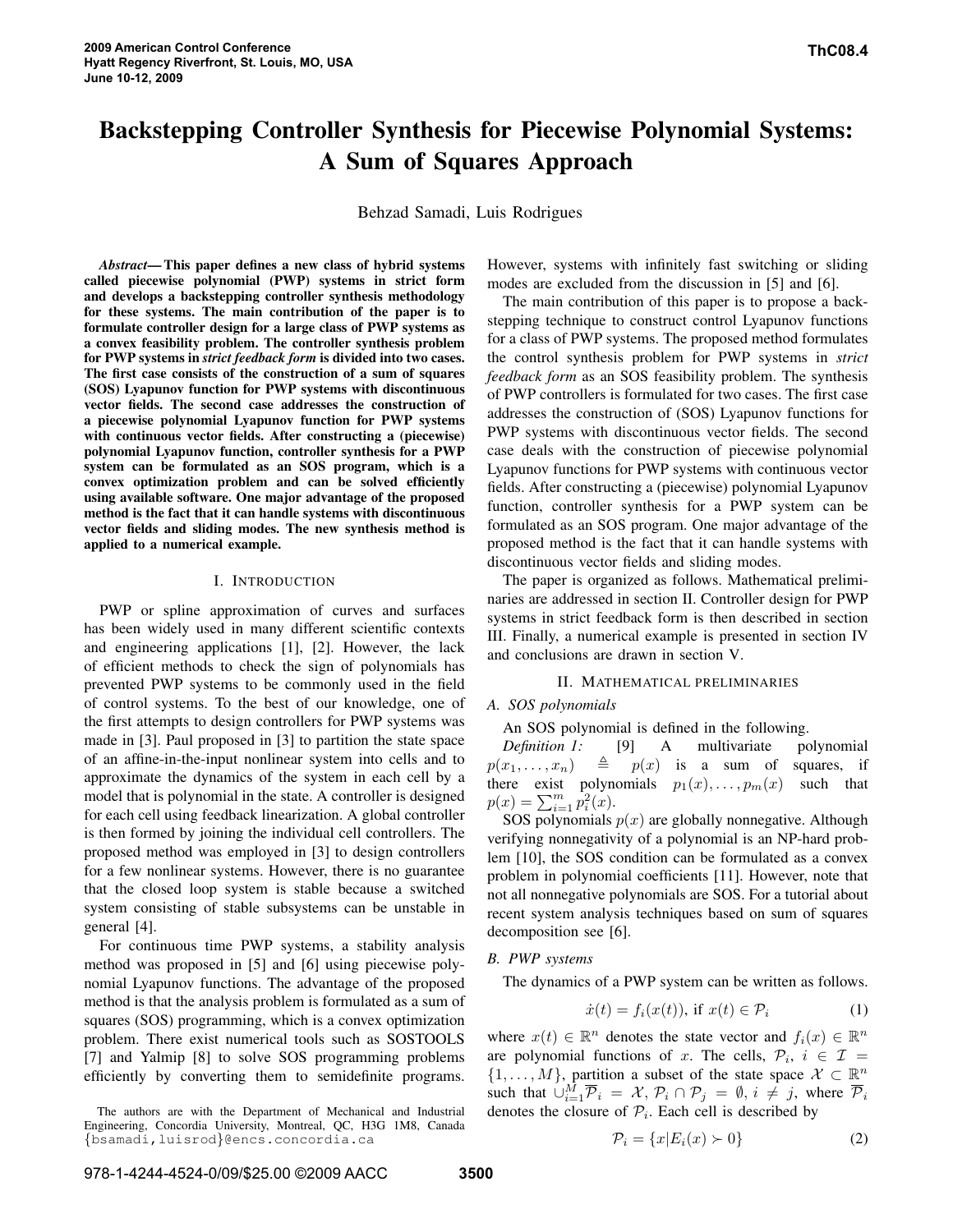# Backstepping Controller Synthesis for Piecewise Polynomial Systems: A Sum of Squares Approach

Behzad Samadi, Luis Rodrigues

***Abstract*— This paper defines a new class of hybrid systems called piecewise polynomial (PWP) systems in strict form and develops a backstepping controller synthesis methodology for these systems. The main contribution of the paper is to formulate controller design for a large class of PWP systems as a convex feasibility problem. The controller synthesis problem for PWP systems in *strict feedback form* is divided into two cases. The first case consists of the construction of a sum of squares (SOS) Lyapunov function for PWP systems with discontinuous vector fields. The second case addresses the construction of a piecewise polynomial Lyapunov function for PWP systems with continuous vector fields. After constructing a (piecewise) polynomial Lyapunov function, controller synthesis for a PWP system can be formulated as an SOS program, which is a convex optimization problem and can be solved efficiently using available software. One major advantage of the proposed method is the fact that it can handle systems with discontinuous vector fields and sliding modes. The new synthesis method is applied to a numerical example.**

## I. Introduction

PWP or spline approximation of curves and surfaces has been widely used in many different scientific contexts and engineering applications [1], [2]. However, the lack of efficient methods to check the sign of polynomials has prevented PWP systems to be commonly used in the field of control systems. To the best of our knowledge, one of the first attempts to design controllers for PWP systems was made in [3]. Paul proposed in [3] to partition the state space of an affine-in-the-input nonlinear system into cells and to approximate the dynamics of the system in each cell by a model that is polynomial in the state. A controller is designed for each cell using feedback linearization. A global controller is then formed by joining the individual cell controllers. The proposed method was employed in [3] to design controllers for a few nonlinear systems. However, there is no guarantee that the closed loop system is stable because a switched system consisting of stable subsystems can be unstable in general [4].

For continuous time PWP systems, a stability analysis method was proposed in [5] and [6] using piecewise polynomial Lyapunov functions. The advantage of the proposed method is that the analysis problem is formulated as a sum of squares (SOS) programming, which is a convex optimization problem. There exist numerical tools such as SOSTOOLS [7] and Yalmip [8] to solve SOS programming problems efficiently by converting them to semidefinite programs. However, systems with infinitely fast switching or sliding modes are excluded from the discussion in [5] and [6].

The main contribution of this paper is to propose a backstepping technique to construct control Lyapunov functions for a class of PWP systems. The proposed method formulates the control synthesis problem for PWP systems in *strict feedback form* as an SOS feasibility problem. The synthesis of PWP controllers is formulated for two cases. The first case addresses the construction of (SOS) Lyapunov functions for PWP systems with discontinuous vector fields. The second case deals with the construction of piecewise polynomial Lyapunov functions for PWP systems with continuous vector fields. After constructing a (piecewise) polynomial Lyapunov function, controller synthesis for a PWP system can be formulated as an SOS program. One major advantage of the proposed method is the fact that it can handle systems with discontinuous vector fields and sliding modes.

The paper is organized as follows. Mathematical preliminaries are addressed in section II. Controller design for PWP systems in strict feedback form is then described in section III. Finally, a numerical example is presented in section IV and conclusions are drawn in section V.

The authors are with the Department of Mechanical and Industrial Engineering, Concordia University, Montreal, QC, H3G 1M8, Canada {bsamadi,luisrod}@encs.concordia.ca

## II. Mathematical preliminaries

### A. SOS polynomials

An SOS polynomial is defined in the following.

*Definition 1:* [9] A multivariate polynomial $p(x_1, \ldots, x_n) \triangleq p(x)$ is a sum of squares, if there exist polynomials $p_1(x), \ldots, p_m(x)$ such that $p(x) = \sum_{i=1}^{m} p_i^2(x)$.

SOS polynomials $p(x)$ are globally nonnegative. Although verifying nonnegativity of a polynomial is an NP-hard problem [10], the SOS condition can be formulated as a convex problem in polynomial coefficients [11]. However, note that not all nonnegative polynomials are SOS. For a tutorial about recent system analysis techniques based on sum of squares decomposition see [6].

### B. PWP systems

The dynamics of a PWP system can be written as follows.

$$\dot{x}(t) = f_i(x(t)), \text{ if } x(t) \in \mathcal{P}_i \tag{1}$$

where $x(t) \in \mathbb{R}^n$ denotes the state vector and $f_i(x) \in \mathbb{R}^n$ are polynomial functions of $x$. The cells, $\mathcal{P}_i$, $i \in \mathcal{I} = \{1, \ldots, M\}$, partition a subset of the state space $\mathcal{X} \subset \mathbb{R}^n$ such that $\cup_{i=1}^{M} \overline{\mathcal{P}}_i = \mathcal{X}$, $\mathcal{P}_i \cap \mathcal{P}_j = \emptyset$, $i \neq j$, where $\overline{\mathcal{P}}_i$ denotes the closure of $\mathcal{P}_i$. Each cell is described by

$$\mathcal{P}_i = \{x | E_i(x) \succ 0\} \tag{2}$$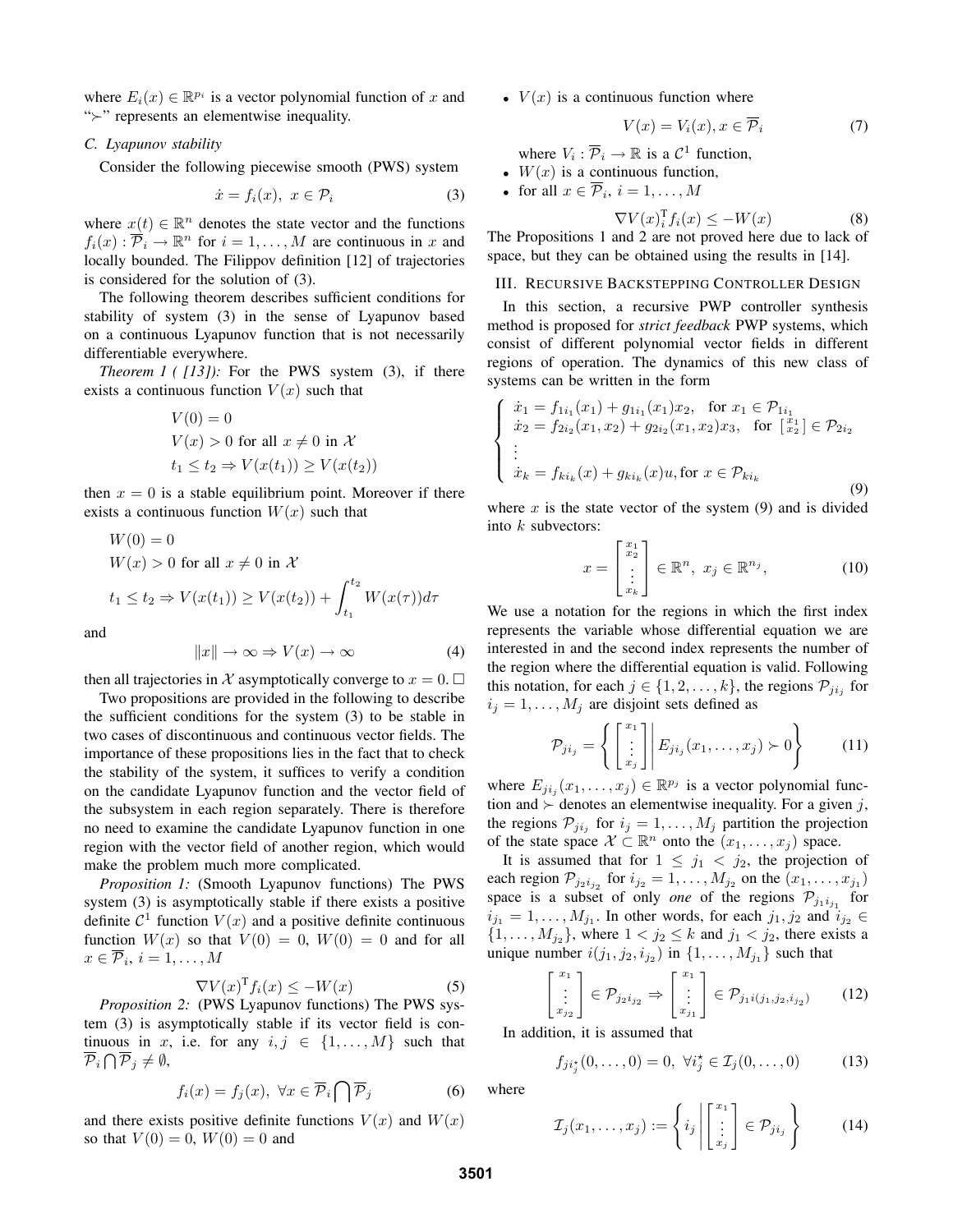where $E_i(x) \in \mathbb{R}^{p_i}$ is a vector polynomial function of $x$ and "$\succ$" represents an elementwise inequality.

### C. Lyapunov stability

Consider the following piecewise smooth (PWS) system

$$\dot{x} = f_i(x),\ x \in \mathcal{P}_i \tag{3}$$

where $x(t) \in \mathbb{R}^n$ denotes the state vector and the functions $f_i(x) : \overline{\mathcal{P}}_i \to \mathbb{R}^n$ for $i = 1, \ldots, M$ are continuous in $x$ and locally bounded. The Filippov definition [12] of trajectories is considered for the solution of (3).

The following theorem describes sufficient conditions for stability of system (3) in the sense of Lyapunov based on a continuous Lyapunov function that is not necessarily differentiable everywhere.

*Theorem 1 ( [13]):* For the PWS system (3), if there exists a continuous function $V(x)$ such that

$$\begin{aligned}
&V(0) = 0 \\
&V(x) > 0 \text{ for all } x \neq 0 \text{ in } \mathcal{X} \\
&t_1 \leq t_2 \Rightarrow V(x(t_1)) \geq V(x(t_2))
\end{aligned}$$

then $x = 0$ is a stable equilibrium point. Moreover if there exists a continuous function $W(x)$ such that

$$\begin{aligned}
&W(0) = 0 \\
&W(x) > 0 \text{ for all } x \neq 0 \text{ in } \mathcal{X} \\
&t_1 \leq t_2 \Rightarrow V(x(t_1)) \geq V(x(t_2)) + \int_{t_1}^{t_2} W(x(\tau)) d\tau
\end{aligned}$$

and

$$\|x\| \to \infty \Rightarrow V(x) \to \infty \tag{4}$$

then all trajectories in $\mathcal{X}$ asymptotically converge to $x = 0$. $\square$

Two propositions are provided in the following to describe the sufficient conditions for the system (3) to be stable in two cases of discontinuous and continuous vector fields. The importance of these propositions lies in the fact that to check the stability of the system, it suffices to verify a condition on the candidate Lyapunov function and the vector field of the subsystem in each region separately. There is therefore no need to examine the candidate Lyapunov function in one region with the vector field of another region, which would make the problem much more complicated.

*Proposition 1:* (Smooth Lyapunov functions) The PWS system (3) is asymptotically stable if there exists a positive definite $\mathcal{C}^1$ function $V(x)$ and a positive definite continuous function $W(x)$ so that $V(0) = 0$, $W(0) = 0$ and for all $x \in \overline{\mathcal{P}}_i$, $i = 1, \ldots, M$

$$\nabla V(x)^{\mathrm{T}} f_i(x) \leq -W(x) \tag{5}$$

*Proposition 2:* (PWS Lyapunov functions) The PWS system (3) is asymptotically stable if its vector field is continuous in $x$, i.e. for any $i, j \in \{1, \ldots, M\}$ such that $\overline{\mathcal{P}}_i \bigcap \overline{\mathcal{P}}_j \neq \emptyset$,

$$f_i(x) = f_j(x),\ \forall x \in \overline{\mathcal{P}}_i \bigcap \overline{\mathcal{P}}_j \tag{6}$$

and there exists positive definite functions $V(x)$ and $W(x)$ so that $V(0) = 0$, $W(0) = 0$ and

- $V(x)$ is a continuous function where

$$V(x) = V_i(x), x \in \overline{\mathcal{P}}_i \tag{7}$$

  where $V_i : \overline{\mathcal{P}}_i \to \mathbb{R}$ is a $\mathcal{C}^1$ function,
- $W(x)$ is a continuous function,
- for all $x \in \overline{\mathcal{P}}_i$, $i = 1, \ldots, M$

$$\nabla V(x)_i^{\mathrm{T}} f_i(x) \leq -W(x) \tag{8}$$

The Propositions 1 and 2 are not proved here due to lack of space, but they can be obtained using the results in [14].

## III. Recursive Backstepping Controller Design

In this section, a recursive PWP controller synthesis method is proposed for *strict feedback* PWP systems, which consist of different polynomial vector fields in different regions of operation. The dynamics of this new class of systems can be written in the form

$$\begin{cases}
\dot{x}_1 = f_{1i_1}(x_1) + g_{1i_1}(x_1)x_2, \quad \text{for } x_1 \in \mathcal{P}_{1i_1} \\
\dot{x}_2 = f_{2i_2}(x_1, x_2) + g_{2i_2}(x_1, x_2)x_3, \quad \text{for } \left[\begin{smallmatrix} x_1 \\ x_2 \end{smallmatrix}\right] \in \mathcal{P}_{2i_2} \\
\vdots \\
\dot{x}_k = f_{ki_k}(x) + g_{ki_k}(x)u, \text{for } x \in \mathcal{P}_{ki_k}
\end{cases} \tag{9}$$

where $x$ is the state vector of the system (9) and is divided into $k$ subvectors:

$$x = \begin{bmatrix} x_1 \\ x_2 \\ \vdots \\ x_k \end{bmatrix} \in \mathbb{R}^n,\ x_j \in \mathbb{R}^{n_j}, \tag{10}$$

We use a notation for the regions in which the first index represents the variable whose differential equation we are interested in and the second index represents the number of the region where the differential equation is valid. Following this notation, for each $j \in \{1, 2, \ldots, k\}$, the regions $\mathcal{P}_{ji_j}$ for $i_j = 1, \ldots, M_j$ are disjoint sets defined as

$$\mathcal{P}_{ji_j} = \left\{ \begin{bmatrix} x_1 \\ \vdots \\ x_j \end{bmatrix} \middle| E_{ji_j}(x_1, \ldots, x_j) \succ 0 \right\} \tag{11}$$

where $E_{ji_j}(x_1, \ldots, x_j) \in \mathbb{R}^{p_j}$ is a vector polynomial function and $\succ$ denotes an elementwise inequality. For a given $j$, the regions $\mathcal{P}_{ji_j}$ for $i_j = 1, \ldots, M_j$ partition the projection of the state space $\mathcal{X} \subset \mathbb{R}^n$ onto the $(x_1, \ldots, x_j)$ space.

It is assumed that for $1 \leq j_1 < j_2$, the projection of each region $\mathcal{P}_{j_2 i_{j_2}}$ for $i_{j_2} = 1, \ldots, M_{j_2}$ on the $(x_1, \ldots, x_{j_1})$ space is a subset of only *one* of the regions $\mathcal{P}_{j_1 i_{j_1}}$ for $i_{j_1} = 1, \ldots, M_{j_1}$. In other words, for each $j_1, j_2$ and $i_{j_2} \in \{1, \ldots, M_{j_2}\}$, where $1 < j_2 \leq k$ and $j_1 < j_2$, there exists a unique number $i(j_1, j_2, i_{j_2})$ in $\{1, \ldots, M_{j_1}\}$ such that

$$\begin{bmatrix} x_1 \\ \vdots \\ x_{j_2} \end{bmatrix} \in \mathcal{P}_{j_2 i_{j_2}} \Rightarrow \begin{bmatrix} x_1 \\ \vdots \\ x_{j_1} \end{bmatrix} \in \mathcal{P}_{j_1 i(j_1, j_2, i_{j_2})} \tag{12}$$

In addition, it is assumed that

$$f_{ji_j^\star}(0, \ldots, 0) = 0,\ \forall i_j^\star \in \mathcal{I}_j(0, \ldots, 0) \tag{13}$$

where

$$\mathcal{I}_j(x_1, \ldots, x_j) := \left\{ i_j \middle| \begin{bmatrix} x_1 \\ \vdots \\ x_j \end{bmatrix} \in \mathcal{P}_{ji_j} \right\} \tag{14}$$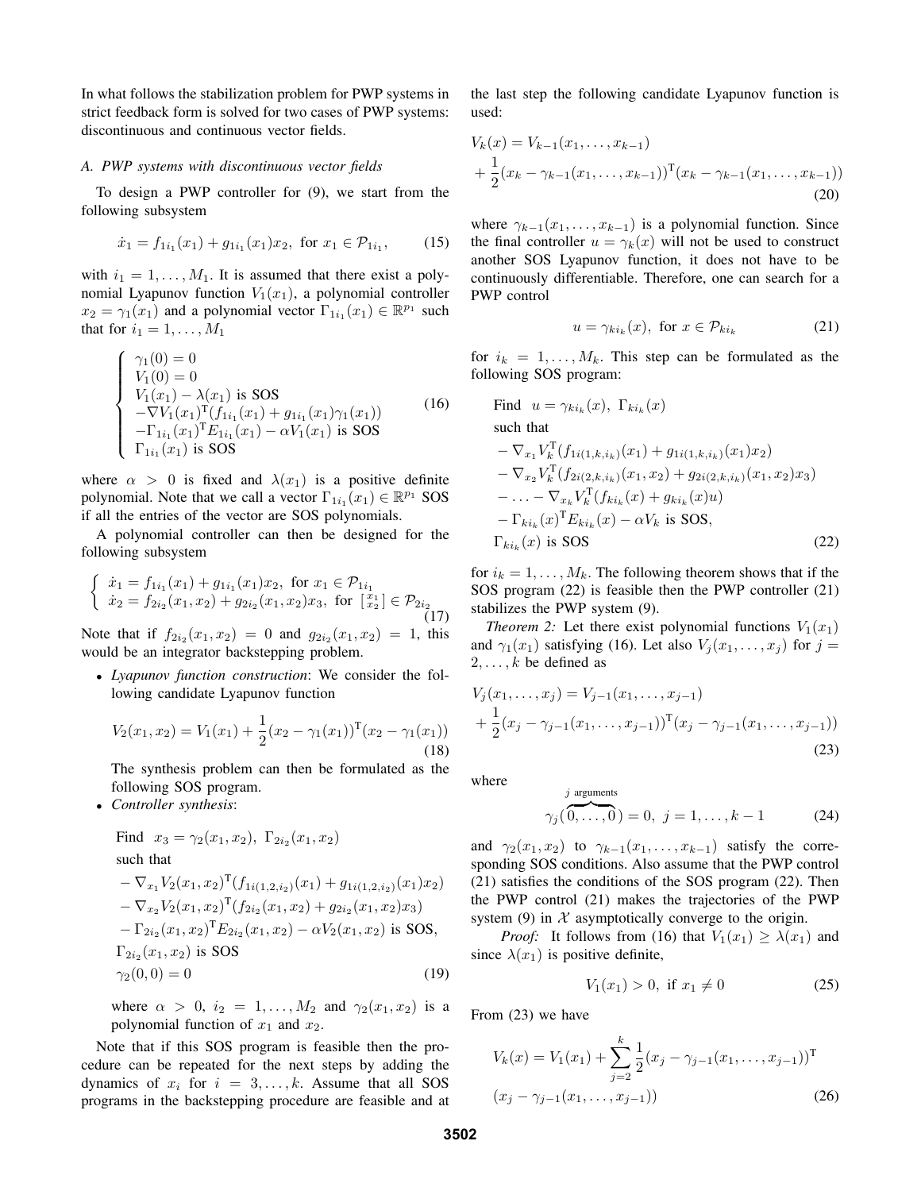In what follows the stabilization problem for PWP systems in strict feedback form is solved for two cases of PWP systems: discontinuous and continuous vector fields.

### A. PWP systems with discontinuous vector fields

To design a PWP controller for (9), we start from the following subsystem

$$\dot{x}_1 = f_{1i_1}(x_1) + g_{1i_1}(x_1)x_2, \text{ for } x_1 \in \mathcal{P}_{1i_1}, \tag{15}$$

with $i_1 = 1, \ldots, M_1$. It is assumed that there exist a polynomial Lyapunov function $V_1(x_1)$, a polynomial controller $x_2 = \gamma_1(x_1)$ and a polynomial vector $\Gamma_{1i_1}(x_1) \in \mathbb{R}^{p_1}$ such that for $i_1 = 1, \ldots, M_1$

$$\begin{cases} \gamma_1(0) = 0 \\ V_1(0) = 0 \\ V_1(x_1) - \lambda(x_1) \text{ is SOS} \\ -\nabla V_1(x_1)^{\mathrm{T}}(f_{1i_1}(x_1) + g_{1i_1}(x_1)\gamma_1(x_1)) \\ -\Gamma_{1i_1}(x_1)^{\mathrm{T}} E_{1i_1}(x_1) - \alpha V_1(x_1) \text{ is SOS} \\ \Gamma_{1i_1}(x_1) \text{ is SOS} \end{cases} \tag{16}$$

where $\alpha > 0$ is fixed and $\lambda(x_1)$ is a positive definite polynomial. Note that we call a vector $\Gamma_{1i_1}(x_1) \in \mathbb{R}^{p_1}$ SOS if all the entries of the vector are SOS polynomials.

A polynomial controller can then be designed for the following subsystem

$$\begin{cases} \dot{x}_1 = f_{1i_1}(x_1) + g_{1i_1}(x_1)x_2, \text{ for } x_1 \in \mathcal{P}_{1i_1} \\ \dot{x}_2 = f_{2i_2}(x_1, x_2) + g_{2i_2}(x_1, x_2)x_3, \text{ for } \left[\begin{smallmatrix} x_1 \\ x_2 \end{smallmatrix}\right] \in \mathcal{P}_{2i_2} \end{cases} \tag{17}$$

Note that if $f_{2i_2}(x_1, x_2) = 0$ and $g_{2i_2}(x_1, x_2) = 1$, this would be an integrator backstepping problem.

- *Lyapunov function construction*: We consider the following candidate Lyapunov function

$$V_2(x_1, x_2) = V_1(x_1) + \frac{1}{2}(x_2 - \gamma_1(x_1))^{\mathrm{T}}(x_2 - \gamma_1(x_1)) \tag{18}$$

  The synthesis problem can then be formulated as the following SOS program.
- *Controller synthesis*:

$$\begin{aligned}
&\text{Find } \; x_3 = \gamma_2(x_1, x_2), \; \Gamma_{2i_2}(x_1, x_2) \\
&\text{such that} \\
&-\nabla_{x_1} V_2(x_1, x_2)^{\mathrm{T}}(f_{1i(1,2,i_2)}(x_1) + g_{1i(1,2,i_2)}(x_1)x_2) \\
&-\nabla_{x_2} V_2(x_1, x_2)^{\mathrm{T}}(f_{2i_2}(x_1, x_2) + g_{2i_2}(x_1, x_2)x_3) \\
&-\Gamma_{2i_2}(x_1, x_2)^{\mathrm{T}} E_{2i_2}(x_1, x_2) - \alpha V_2(x_1, x_2) \text{ is SOS}, \\
&\Gamma_{2i_2}(x_1, x_2) \text{ is SOS} \\
&\gamma_2(0, 0) = 0
\end{aligned} \tag{19}$$

  where $\alpha > 0$, $i_2 = 1, \ldots, M_2$ and $\gamma_2(x_1, x_2)$ is a polynomial function of $x_1$ and $x_2$.

Note that if this SOS program is feasible then the procedure can be repeated for the next steps by adding the dynamics of $x_i$ for $i = 3, \ldots, k$. Assume that all SOS programs in the backstepping procedure are feasible and at the last step the following candidate Lyapunov function is used:

$$\begin{aligned}
V_k(x) &= V_{k-1}(x_1, \ldots, x_{k-1}) \\
&+ \frac{1}{2}(x_k - \gamma_{k-1}(x_1, \ldots, x_{k-1}))^{\mathrm{T}}(x_k - \gamma_{k-1}(x_1, \ldots, x_{k-1}))
\end{aligned} \tag{20}$$

where $\gamma_{k-1}(x_1, \ldots, x_{k-1})$ is a polynomial function. Since the final controller $u = \gamma_k(x)$ will not be used to construct another SOS Lyapunov function, it does not have to be continuously differentiable. Therefore, one can search for a PWP control

$$u = \gamma_{ki_k}(x), \text{ for } x \in \mathcal{P}_{ki_k} \tag{21}$$

for $i_k = 1, \ldots, M_k$. This step can be formulated as the following SOS program:

$$\begin{aligned}
&\text{Find } \; u = \gamma_{ki_k}(x), \; \Gamma_{ki_k}(x) \\
&\text{such that} \\
&-\nabla_{x_1} V_k^{\mathrm{T}}(f_{1i(1,k,i_k)}(x_1) + g_{1i(1,k,i_k)}(x_1)x_2) \\
&-\nabla_{x_2} V_k^{\mathrm{T}}(f_{2i(2,k,i_k)}(x_1, x_2) + g_{2i(2,k,i_k)}(x_1, x_2)x_3) \\
&-\ldots - \nabla_{x_k} V_k^{\mathrm{T}}(f_{ki_k}(x) + g_{ki_k}(x)u) \\
&-\Gamma_{ki_k}(x)^{\mathrm{T}} E_{ki_k}(x) - \alpha V_k \text{ is SOS}, \\
&\Gamma_{ki_k}(x) \text{ is SOS}
\end{aligned} \tag{22}$$

for $i_k = 1, \ldots, M_k$. The following theorem shows that if the SOS program (22) is feasible then the PWP controller (21) stabilizes the PWP system (9).

*Theorem 2:* Let there exist polynomial functions $V_1(x_1)$ and $\gamma_1(x_1)$ satisfying (16). Let also $V_j(x_1, \ldots, x_j)$ for $j = 2, \ldots, k$ be defined as

$$\begin{aligned}
V_j(x_1, \ldots, x_j) &= V_{j-1}(x_1, \ldots, x_{j-1}) \\
&+ \frac{1}{2}(x_j - \gamma_{j-1}(x_1, \ldots, x_{j-1}))^{\mathrm{T}}(x_j - \gamma_{j-1}(x_1, \ldots, x_{j-1}))
\end{aligned} \tag{23}$$

where

$$\gamma_j(\overbrace{0, \ldots, 0}^{j \text{ arguments}}) = 0, \; j = 1, \ldots, k-1 \tag{24}$$

and $\gamma_2(x_1, x_2)$ to $\gamma_{k-1}(x_1, \ldots, x_{k-1})$ satisfy the corresponding SOS conditions. Also assume that the PWP control (21) satisfies the conditions of the SOS program (22). Then the PWP control (21) makes the trajectories of the PWP system (9) in $\mathcal{X}$ asymptotically converge to the origin.

*Proof:* It follows from (16) that $V_1(x_1) \geq \lambda(x_1)$ and since $\lambda(x_1)$ is positive definite,

$$V_1(x_1) > 0, \text{ if } x_1 \neq 0 \tag{25}$$

From (23) we have

$$\begin{aligned}
V_k(x) = V_1(x_1) + \sum_{j=2}^{k} \frac{1}{2}(x_j - \gamma_{j-1}(x_1, \ldots, x_{j-1}))^{\mathrm{T}} \\
(x_j - \gamma_{j-1}(x_1, \ldots, x_{j-1}))
\end{aligned} \tag{26}$$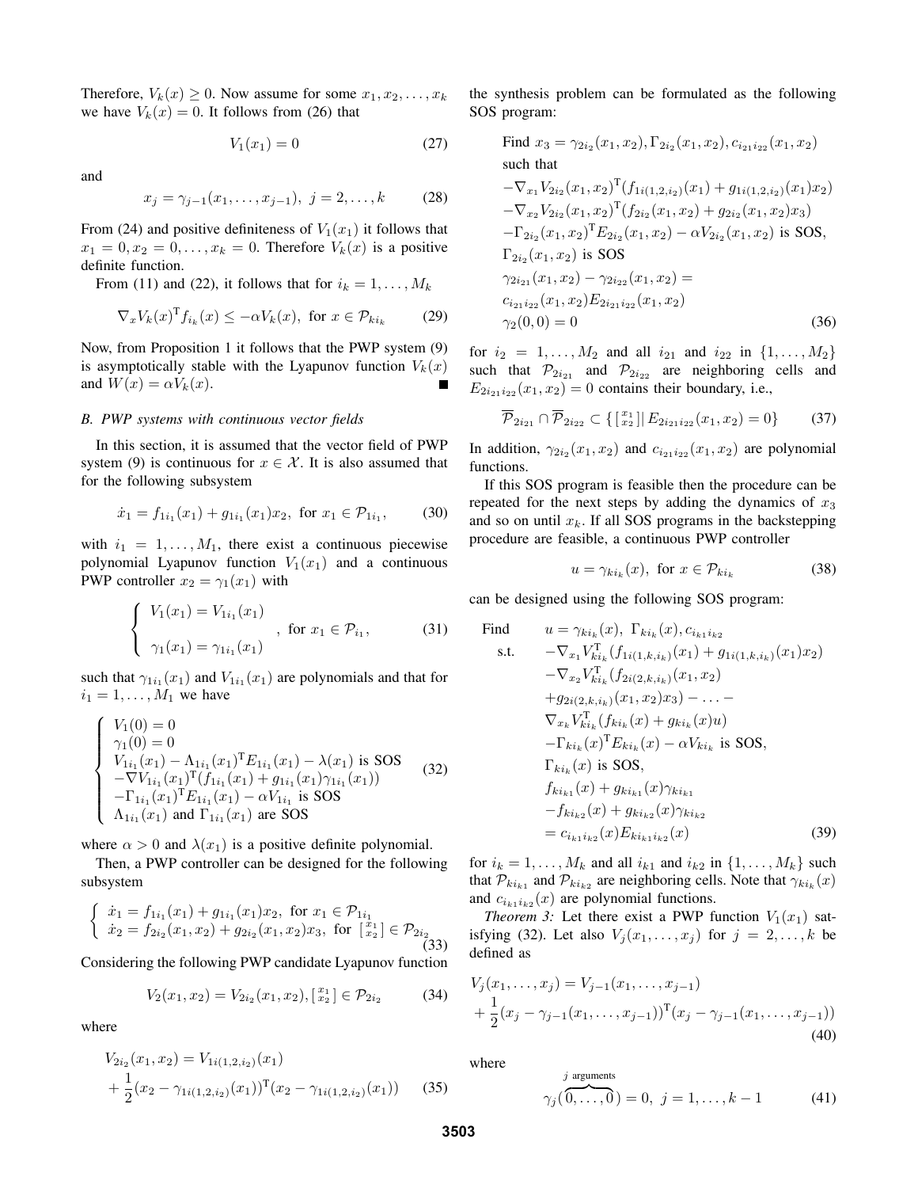Therefore, $V_k(x) \geq 0$. Now assume for some $x_1, x_2, \ldots, x_k$ we have $V_k(x) = 0$. It follows from (26) that

$$V_1(x_1) = 0 \tag{27}$$

and

$$x_j = \gamma_{j-1}(x_1, \ldots, x_{j-1}),\ j = 2, \ldots, k \tag{28}$$

From (24) and positive definiteness of $V_1(x_1)$ it follows that $x_1 = 0, x_2 = 0, \ldots, x_k = 0$. Therefore $V_k(x)$ is a positive definite function.

From (11) and (22), it follows that for $i_k = 1, \ldots, M_k$

$$\nabla_x V_k(x)^{\mathsf{T}} f_{i_k}(x) \leq -\alpha V_k(x),\ \text{for } x \in \mathcal{P}_{k i_k} \tag{29}$$

Now, from Proposition 1 it follows that the PWP system (9) is asymptotically stable with the Lyapunov function $V_k(x)$ and $W(x) = \alpha V_k(x)$. ∎

### *B. PWP systems with continuous vector fields*

In this section, it is assumed that the vector field of PWP system (9) is continuous for $x \in \mathcal{X}$. It is also assumed that for the following subsystem

$$\dot{x}_1 = f_{1i_1}(x_1) + g_{1i_1}(x_1)x_2,\ \text{for } x_1 \in \mathcal{P}_{1i_1}, \tag{30}$$

with $i_1 = 1, \ldots, M_1$, there exist a continuous piecewise polynomial Lyapunov function $V_1(x_1)$ and a continuous PWP controller $x_2 = \gamma_1(x_1)$ with

$$\begin{cases} V_1(x_1) = V_{1i_1}(x_1) \\ \gamma_1(x_1) = \gamma_{1i_1}(x_1) \end{cases},\ \text{for } x_1 \in \mathcal{P}_{i_1}, \tag{31}$$

such that $\gamma_{1i_1}(x_1)$ and $V_{1i_1}(x_1)$ are polynomials and that for $i_1 = 1, \ldots, M_1$ we have

$$\begin{cases} V_1(0) = 0 \\ \gamma_1(0) = 0 \\ V_{1i_1}(x_1) - \Lambda_{1i_1}(x_1)^{\mathsf{T}} E_{1i_1}(x_1) - \lambda(x_1) \text{ is SOS} \\ -\nabla V_{1i_1}(x_1)^{\mathsf{T}}(f_{1i_1}(x_1) + g_{1i_1}(x_1)\gamma_{1i_1}(x_1)) \\ -\Gamma_{1i_1}(x_1)^{\mathsf{T}} E_{1i_1}(x_1) - \alpha V_{1i_1} \text{ is SOS} \\ \Lambda_{1i_1}(x_1) \text{ and } \Gamma_{1i_1}(x_1) \text{ are SOS} \end{cases} \tag{32}$$

where $\alpha > 0$ and $\lambda(x_1)$ is a positive definite polynomial.

Then, a PWP controller can be designed for the following subsystem

$$\begin{cases} \dot{x}_1 = f_{1i_1}(x_1) + g_{1i_1}(x_1)x_2,\ \text{for } x_1 \in \mathcal{P}_{1i_1} \\ \dot{x}_2 = f_{2i_2}(x_1, x_2) + g_{2i_2}(x_1, x_2)x_3,\ \text{for } \left[\begin{smallmatrix} x_1 \\ x_2 \end{smallmatrix}\right] \in \mathcal{P}_{2i_2} \end{cases} \tag{33}$$

Considering the following PWP candidate Lyapunov function

$$V_2(x_1, x_2) = V_{2i_2}(x_1, x_2), \left[\begin{smallmatrix} x_1 \\ x_2 \end{smallmatrix}\right] \in \mathcal{P}_{2i_2} \tag{34}$$

where

$$\begin{aligned} &V_{2i_2}(x_1, x_2) = V_{1i(1,2,i_2)}(x_1) \\ &+ \frac{1}{2}(x_2 - \gamma_{1i(1,2,i_2)}(x_1))^{\mathsf{T}}(x_2 - \gamma_{1i(1,2,i_2)}(x_1)) \end{aligned} \tag{35}$$

the synthesis problem can be formulated as the following SOS program:

$$\begin{aligned} &\text{Find } x_3 = \gamma_{2i_2}(x_1, x_2), \Gamma_{2i_2}(x_1, x_2), c_{i_{21}i_{22}}(x_1, x_2) \\ &\text{such that} \\ &-\nabla_{x_1} V_{2i_2}(x_1, x_2)^{\mathsf{T}}(f_{1i(1,2,i_2)}(x_1) + g_{1i(1,2,i_2)}(x_1)x_2) \\ &-\nabla_{x_2} V_{2i_2}(x_1, x_2)^{\mathsf{T}}(f_{2i_2}(x_1, x_2) + g_{2i_2}(x_1, x_2)x_3) \\ &-\Gamma_{2i_2}(x_1, x_2)^{\mathsf{T}} E_{2i_2}(x_1, x_2) - \alpha V_{2i_2}(x_1, x_2) \text{ is SOS}, \\ &\Gamma_{2i_2}(x_1, x_2) \text{ is SOS} \\ &\gamma_{2i_{21}}(x_1, x_2) - \gamma_{2i_{22}}(x_1, x_2) = \\ &c_{i_{21}i_{22}}(x_1, x_2) E_{2i_{21}i_{22}}(x_1, x_2) \\ &\gamma_2(0, 0) = 0 \end{aligned} \tag{36}$$

for $i_2 = 1, \ldots, M_2$ and all $i_{21}$ and $i_{22}$ in $\{1, \ldots, M_2\}$ such that $\mathcal{P}_{2i_{21}}$ and $\mathcal{P}_{2i_{22}}$ are neighboring cells and $E_{2i_{21}i_{22}}(x_1, x_2) = 0$ contains their boundary, i.e.,

$$\overline{\mathcal{P}}_{2i_{21}} \cap \overline{\mathcal{P}}_{2i_{22}} \subset \{ \left[\begin{smallmatrix} x_1 \\ x_2 \end{smallmatrix}\right] | \, E_{2i_{21}i_{22}}(x_1, x_2) = 0\} \tag{37}$$

In addition, $\gamma_{2i_2}(x_1, x_2)$ and $c_{i_{21}i_{22}}(x_1, x_2)$ are polynomial functions.

If this SOS program is feasible then the procedure can be repeated for the next steps by adding the dynamics of $x_3$ and so on until $x_k$. If all SOS programs in the backstepping procedure are feasible, a continuous PWP controller

$$u = \gamma_{ki_k}(x),\ \text{for } x \in \mathcal{P}_{ki_k} \tag{38}$$

can be designed using the following SOS program:

$$\begin{aligned} \text{Find} \quad & u = \gamma_{ki_k}(x),\ \Gamma_{ki_k}(x), c_{i_{k1}i_{k2}} \\ \text{s.t.} \quad & -\nabla_{x_1} V_{ki_k}^{\mathsf{T}}(f_{1i(1,k,i_k)}(x_1) + g_{1i(1,k,i_k)}(x_1)x_2) \\ & -\nabla_{x_2} V_{ki_k}^{\mathsf{T}}(f_{2i(2,k,i_k)}(x_1, x_2) \\ & +g_{2i(2,k,i_k)}(x_1, x_2)x_3) - \ldots - \\ & \nabla_{x_k} V_{ki_k}^{\mathsf{T}}(f_{ki_k}(x) + g_{ki_k}(x)u) \\ & -\Gamma_{ki_k}(x)^{\mathsf{T}} E_{ki_k}(x) - \alpha V_{ki_k} \text{ is SOS}, \\ & \Gamma_{ki_k}(x) \text{ is SOS}, \\ & f_{ki_{k1}}(x) + g_{ki_{k1}}(x)\gamma_{ki_{k1}} \\ & -f_{ki_{k2}}(x) + g_{ki_{k2}}(x)\gamma_{ki_{k2}} \\ & = c_{i_{k1}i_{k2}}(x) E_{ki_{k1}i_{k2}}(x) \end{aligned} \tag{39}$$

for $i_k = 1, \ldots, M_k$ and all $i_{k1}$ and $i_{k2}$ in $\{1, \ldots, M_k\}$ such that $\mathcal{P}_{ki_{k1}}$ and $\mathcal{P}_{ki_{k2}}$ are neighboring cells. Note that $\gamma_{ki_k}(x)$ and $c_{i_{k1}i_{k2}}(x)$ are polynomial functions.

*Theorem 3:* Let there exist a PWP function $V_1(x_1)$ satisfying (32). Let also $V_j(x_1, \ldots, x_j)$ for $j = 2, \ldots, k$ be defined as

$$\begin{aligned} &V_j(x_1, \ldots, x_j) = V_{j-1}(x_1, \ldots, x_{j-1}) \\ &+ \frac{1}{2}(x_j - \gamma_{j-1}(x_1, \ldots, x_{j-1}))^{\mathsf{T}}(x_j - \gamma_{j-1}(x_1, \ldots, x_{j-1})) \end{aligned} \tag{40}$$

where

$$\gamma_j(\overbrace{0, \ldots, 0}^{j \text{ arguments}}) = 0,\ j = 1, \ldots, k-1 \tag{41}$$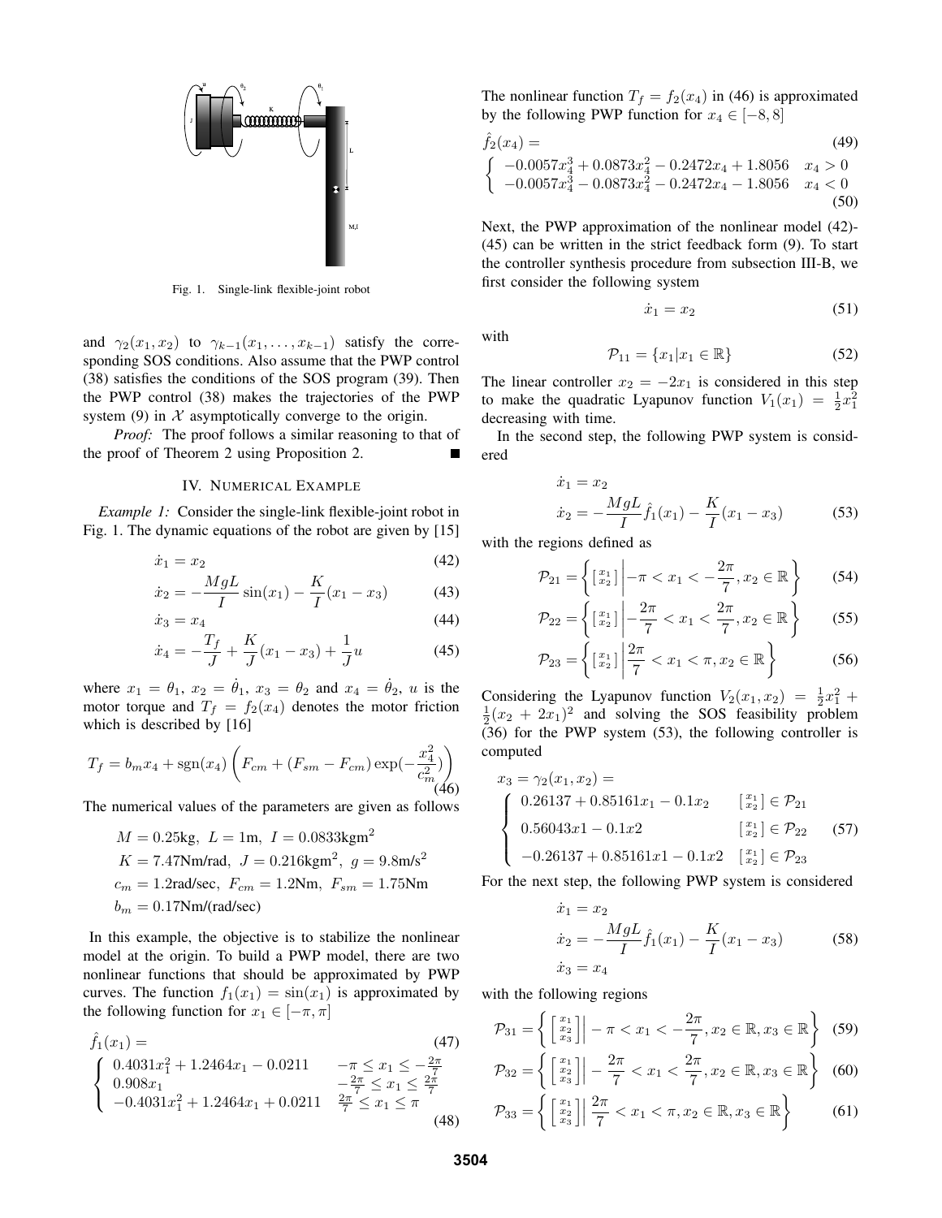Fig. 1. Single-link flexible-joint robot

and $\gamma_2(x_1, x_2)$ to $\gamma_{k-1}(x_1, \ldots, x_{k-1})$ satisfy the corresponding SOS conditions. Also assume that the PWP control (38) satisfies the conditions of the SOS program (39). Then the PWP control (38) makes the trajectories of the PWP system (9) in $\mathcal{X}$ asymptotically converge to the origin.

*Proof:* The proof follows a similar reasoning to that of the proof of Theorem 2 using Proposition 2. ∎

## IV. Numerical Example

*Example 1:* Consider the single-link flexible-joint robot in Fig. 1. The dynamic equations of the robot are given by [15]

$$\dot{x}_1 = x_2 \tag{42}$$

$$\dot{x}_2 = -\frac{MgL}{I}\sin(x_1) - \frac{K}{I}(x_1 - x_3) \tag{43}$$

$$\dot{x}_3 = x_4 \tag{44}$$

$$\dot{x}_4 = -\frac{T_f}{J} + \frac{K}{J}(x_1 - x_3) + \frac{1}{J}u \tag{45}$$

where $x_1 = \theta_1$, $x_2 = \dot{\theta}_1$, $x_3 = \theta_2$ and $x_4 = \dot{\theta}_2$, $u$ is the motor torque and $T_f = f_2(x_4)$ denotes the motor friction which is described by [16]

$$T_f = b_m x_4 + \mathrm{sgn}(x_4)\left(F_{cm} + (F_{sm} - F_{cm})\exp(-\frac{x_4^2}{c_m^2})\right) \tag{46}$$

The numerical values of the parameters are given as follows

$$M = 0.25\text{kg},\ L = 1\text{m},\ I = 0.0833\text{kgm}^2$$
$$K = 7.47\text{Nm/rad},\ J = 0.216\text{kgm}^2,\ g = 9.8\text{m/s}^2$$
$$c_m = 1.2\text{rad/sec},\ F_{cm} = 1.2\text{Nm},\ F_{sm} = 1.75\text{Nm}$$
$$b_m = 0.17\text{Nm/(rad/sec)}$$

In this example, the objective is to stabilize the nonlinear model at the origin. To build a PWP model, there are two nonlinear functions that should be approximated by PWP curves. The function $f_1(x_1) = \sin(x_1)$ is approximated by the following function for $x_1 \in [-\pi, \pi]$

$$\hat{f}_1(x_1) = \tag{47}$$

$$\begin{cases} 0.4031x_1^2 + 1.2464x_1 - 0.0211 & -\pi \leq x_1 \leq -\frac{2\pi}{7} \\ 0.908x_1 & -\frac{2\pi}{7} \leq x_1 \leq \frac{2\pi}{7} \\ -0.4031x_1^2 + 1.2464x_1 + 0.0211 & \frac{2\pi}{7} \leq x_1 \leq \pi \end{cases} \tag{48}$$

The nonlinear function $T_f = f_2(x_4)$ in (46) is approximated by the following PWP function for $x_4 \in [-8, 8]$

$$\hat{f}_2(x_4) = \tag{49}$$

$$\begin{cases} -0.0057x_4^3 + 0.0873x_4^2 - 0.2472x_4 + 1.8056 & x_4 > 0 \\ -0.0057x_4^3 - 0.0873x_4^2 - 0.2472x_4 - 1.8056 & x_4 < 0 \end{cases} \tag{50}$$

Next, the PWP approximation of the nonlinear model (42)-(45) can be written in the strict feedback form (9). To start the controller synthesis procedure from subsection III-B, we first consider the following system

$$\dot{x}_1 = x_2 \tag{51}$$

with

$$\mathcal{P}_{11} = \{x_1 | x_1 \in \mathbb{R}\} \tag{52}$$

The linear controller $x_2 = -2x_1$ is considered in this step to make the quadratic Lyapunov function $V_1(x_1) = \frac{1}{2}x_1^2$ decreasing with time.

In the second step, the following PWP system is considered

$$\begin{aligned} \dot{x}_1 &= x_2 \\ \dot{x}_2 &= -\frac{MgL}{I}\hat{f}_1(x_1) - \frac{K}{I}(x_1 - x_3) \end{aligned} \tag{53}$$

with the regions defined as

$$\mathcal{P}_{21} = \left\{ \left[\begin{smallmatrix} x_1 \\ x_2 \end{smallmatrix}\right] \middle| -\pi < x_1 < -\frac{2\pi}{7}, x_2 \in \mathbb{R} \right\} \tag{54}$$

$$\mathcal{P}_{22} = \left\{ \left[\begin{smallmatrix} x_1 \\ x_2 \end{smallmatrix}\right] \middle| -\frac{2\pi}{7} < x_1 < \frac{2\pi}{7}, x_2 \in \mathbb{R} \right\} \tag{55}$$

$$\mathcal{P}_{23} = \left\{ \left[\begin{smallmatrix} x_1 \\ x_2 \end{smallmatrix}\right] \middle| \frac{2\pi}{7} < x_1 < \pi, x_2 \in \mathbb{R} \right\} \tag{56}$$

Considering the Lyapunov function $V_2(x_1, x_2) = \frac{1}{2}x_1^2 + \frac{1}{2}(x_2 + 2x_1)^2$ and solving the SOS feasibility problem (36) for the PWP system (53), the following controller is computed

$$x_3 = \gamma_2(x_1, x_2) =$$

$$\begin{cases} 0.26137 + 0.85161x_1 - 0.1x_2 & \left[\begin{smallmatrix} x_1 \\ x_2 \end{smallmatrix}\right] \in \mathcal{P}_{21} \\ 0.56043x1 - 0.1x2 & \left[\begin{smallmatrix} x_1 \\ x_2 \end{smallmatrix}\right] \in \mathcal{P}_{22} \\ -0.26137 + 0.85161x1 - 0.1x2 & \left[\begin{smallmatrix} x_1 \\ x_2 \end{smallmatrix}\right] \in \mathcal{P}_{23} \end{cases} \tag{57}$$

For the next step, the following PWP system is considered

$$\begin{aligned} \dot{x}_1 &= x_2 \\ \dot{x}_2 &= -\frac{MgL}{I}\hat{f}_1(x_1) - \frac{K}{I}(x_1 - x_3) \\ \dot{x}_3 &= x_4 \end{aligned} \tag{58}$$

with the following regions

$$\mathcal{P}_{31} = \left\{ \left[\begin{smallmatrix} x_1 \\ x_2 \\ x_3 \end{smallmatrix}\right] \middle| -\pi < x_1 < -\frac{2\pi}{7}, x_2 \in \mathbb{R}, x_3 \in \mathbb{R} \right\} \tag{59}$$

$$\mathcal{P}_{32} = \left\{ \left[\begin{smallmatrix} x_1 \\ x_2 \\ x_3 \end{smallmatrix}\right] \middle| -\frac{2\pi}{7} < x_1 < \frac{2\pi}{7}, x_2 \in \mathbb{R}, x_3 \in \mathbb{R} \right\} \tag{60}$$

$$\mathcal{P}_{33} = \left\{ \left[\begin{smallmatrix} x_1 \\ x_2 \\ x_3 \end{smallmatrix}\right] \middle| \frac{2\pi}{7} < x_1 < \pi, x_2 \in \mathbb{R}, x_3 \in \mathbb{R} \right\} \tag{61}$$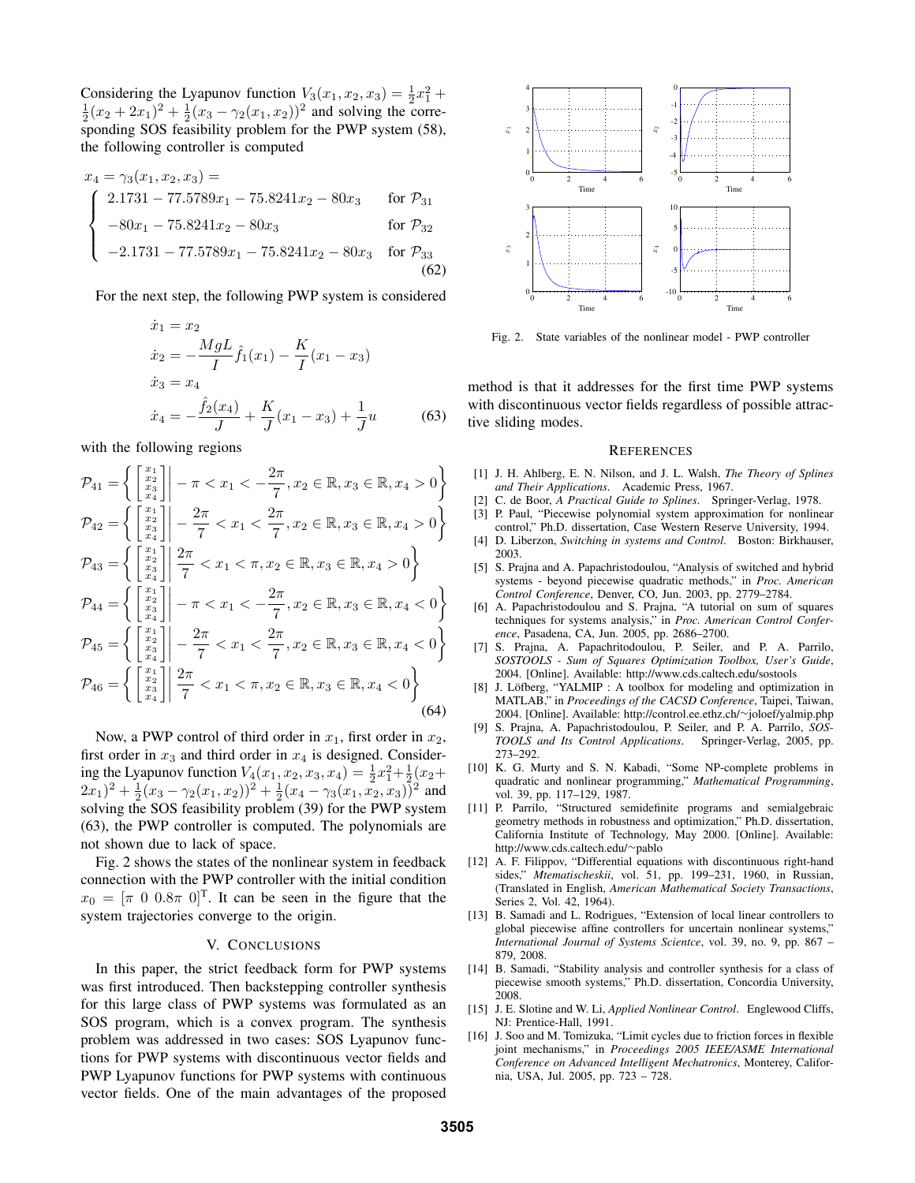Considering the Lyapunov function $V_3(x_1, x_2, x_3) = \frac{1}{2}x_1^2 + \frac{1}{2}(x_2 + 2x_1)^2 + \frac{1}{2}(x_3 - \gamma_2(x_1, x_2))^2$ and solving the corresponding SOS feasibility problem for the PWP system (58), the following controller is computed

$$
x_4 = \gamma_3(x_1, x_2, x_3) = \begin{cases} 2.1731 - 77.5789x_1 - 75.8241x_2 - 80x_3 & \text{for } \mathcal{P}_{31} \\ -80x_1 - 75.8241x_2 - 80x_3 & \text{for } \mathcal{P}_{32} \\ -2.1731 - 77.5789x_1 - 75.8241x_2 - 80x_3 & \text{for } \mathcal{P}_{33} \end{cases} \tag{62}
$$

For the next step, the following PWP system is considered

$$
\begin{aligned}
\dot{x}_1 &= x_2 \\
\dot{x}_2 &= -\frac{MgL}{I}\hat{f}_1(x_1) - \frac{K}{I}(x_1 - x_3) \\
\dot{x}_3 &= x_4 \\
\dot{x}_4 &= -\frac{\hat{f}_2(x_4)}{J} + \frac{K}{J}(x_1 - x_3) + \frac{1}{J}u
\end{aligned} \tag{63}
$$

with the following regions

$$
\begin{aligned}
\mathcal{P}_{41} &= \left\{ \begin{bmatrix} x_1 \\ x_2 \\ x_3 \\ x_4 \end{bmatrix} \middle| -\pi < x_1 < -\frac{2\pi}{7}, x_2 \in \mathbb{R}, x_3 \in \mathbb{R}, x_4 > 0 \right\} \\
\mathcal{P}_{42} &= \left\{ \begin{bmatrix} x_1 \\ x_2 \\ x_3 \\ x_4 \end{bmatrix} \middle| -\frac{2\pi}{7} < x_1 < \frac{2\pi}{7}, x_2 \in \mathbb{R}, x_3 \in \mathbb{R}, x_4 > 0 \right\} \\
\mathcal{P}_{43} &= \left\{ \begin{bmatrix} x_1 \\ x_2 \\ x_3 \\ x_4 \end{bmatrix} \middle| \frac{2\pi}{7} < x_1 < \pi, x_2 \in \mathbb{R}, x_3 \in \mathbb{R}, x_4 > 0 \right\} \\
\mathcal{P}_{44} &= \left\{ \begin{bmatrix} x_1 \\ x_2 \\ x_3 \\ x_4 \end{bmatrix} \middle| -\pi < x_1 < -\frac{2\pi}{7}, x_2 \in \mathbb{R}, x_3 \in \mathbb{R}, x_4 < 0 \right\} \\
\mathcal{P}_{45} &= \left\{ \begin{bmatrix} x_1 \\ x_2 \\ x_3 \\ x_4 \end{bmatrix} \middle| -\frac{2\pi}{7} < x_1 < \frac{2\pi}{7}, x_2 \in \mathbb{R}, x_3 \in \mathbb{R}, x_4 < 0 \right\} \\
\mathcal{P}_{46} &= \left\{ \begin{bmatrix} x_1 \\ x_2 \\ x_3 \\ x_4 \end{bmatrix} \middle| \frac{2\pi}{7} < x_1 < \pi, x_2 \in \mathbb{R}, x_3 \in \mathbb{R}, x_4 < 0 \right\}
\end{aligned} \tag{64}
$$

Now, a PWP control of third order in $x_1$, first order in $x_2$, first order in $x_3$ and third order in $x_4$ is designed. Considering the Lyapunov function $V_4(x_1, x_2, x_3, x_4) = \frac{1}{2}x_1^2 + \frac{1}{2}(x_2 + 2x_1)^2 + \frac{1}{2}(x_3 - \gamma_2(x_1, x_2))^2 + \frac{1}{2}(x_4 - \gamma_3(x_1, x_2, x_3))^2$ and solving the SOS feasibility problem (39) for the PWP system (63), the PWP controller is computed. The polynomials are not shown due to lack of space.

Fig. 2 shows the states of the nonlinear system in feedback connection with the PWP controller with the initial condition $x_0 = [\pi \ 0 \ 0.8\pi \ 0]^{\mathrm{T}}$. It can be seen in the figure that the system trajectories converge to the origin.

Fig. 2. State variables of the nonlinear model - PWP controller

## V. Conclusions

In this paper, the strict feedback form for PWP systems was first introduced. Then backstepping controller synthesis for this large class of PWP systems was formulated as an SOS program, which is a convex program. The synthesis problem was addressed in two cases: SOS Lyapunov functions for PWP systems with discontinuous vector fields and PWP Lyapunov functions for PWP systems with continuous vector fields. One of the main advantages of the proposed method is that it addresses for the first time PWP systems with discontinuous vector fields regardless of possible attractive sliding modes.

## References

[1] J. H. Ahlberg, E. N. Nilson, and J. L. Walsh, *The Theory of Splines and Their Applications*. Academic Press, 1967.

[2] C. de Boor, *A Practical Guide to Splines*. Springer-Verlag, 1978.

[3] P. Paul, "Piecewise polynomial system approximation for nonlinear control," Ph.D. dissertation, Case Western Reserve University, 1994.

[4] D. Liberzon, *Switching in systems and Control*. Boston: Birkhauser, 2003.

[5] S. Prajna and A. Papachristodoulou, "Analysis of switched and hybrid systems - beyond piecewise quadratic methods," in *Proc. American Control Conference*, Denver, CO, Jun. 2003, pp. 2779–2784.

[6] A. Papachristodoulou and S. Prajna, "A tutorial on sum of squares techniques for systems analysis," in *Proc. American Control Conference*, Pasadena, CA, Jun. 2005, pp. 2686–2700.

[7] S. Prajna, A. Papachristodoulou, P. Seiler, and P. A. Parrilo, *SOSTOOLS - Sum of Squares Optimization Toolbox, User's Guide*, 2004. [Online]. Available: http://www.cds.caltech.edu/sostools

[8] J. Löfberg, "YALMIP : A toolbox for modeling and optimization in MATLAB," in *Proceedings of the CACSD Conference*, Taipei, Taiwan, 2004. [Online]. Available: http://control.ee.ethz.ch/~joloef/yalmip.php

[9] S. Prajna, A. Papachristodoulou, P. Seiler, and P. A. Parrilo, *SOSTOOLS and Its Control Applications*. Springer-Verlag, 2005, pp. 273–292.

[10] K. G. Murty and S. N. Kabadi, "Some NP-complete problems in quadratic and nonlinear programming," *Mathematical Programming*, vol. 39, pp. 117–129, 1987.

[11] P. Parrilo, "Structured semidefinite programs and semialgebraic geometry methods in robustness and optimization," Ph.D. dissertation, California Institute of Technology, May 2000. [Online]. Available: http://www.cds.caltech.edu/~pablo

[12] A. F. Filippov, "Differential equations with discontinuous right-hand sides," *Mtematischeskii*, vol. 51, pp. 199–231, 1960, in Russian, (Translated in English, *American Mathematical Society Transactions*, Series 2, Vol. 42, 1964).

[13] B. Samadi and L. Rodrigues, "Extension of local linear controllers to global piecewise affine controllers for uncertain nonlinear systems," *International Journal of Systems Sciente*, vol. 39, no. 9, pp. 867 – 879, 2008.

[14] B. Samadi, "Stability analysis and controller synthesis for a class of piecewise smooth systems," Ph.D. dissertation, Concordia University, 2008.

[15] J. E. Slotine and W. Li, *Applied Nonlinear Control*. Englewood Cliffs, NJ: Prentice-Hall, 1991.

[16] J. Soo and M. Tomizuka, "Limit cycles due to friction forces in flexible joint mechanisms," in *Proceedings 2005 IEEE/ASME International Conference on Advanced Intelligent Mechatronics*, Monterey, California, USA, Jul. 2005, pp. 723 – 728.